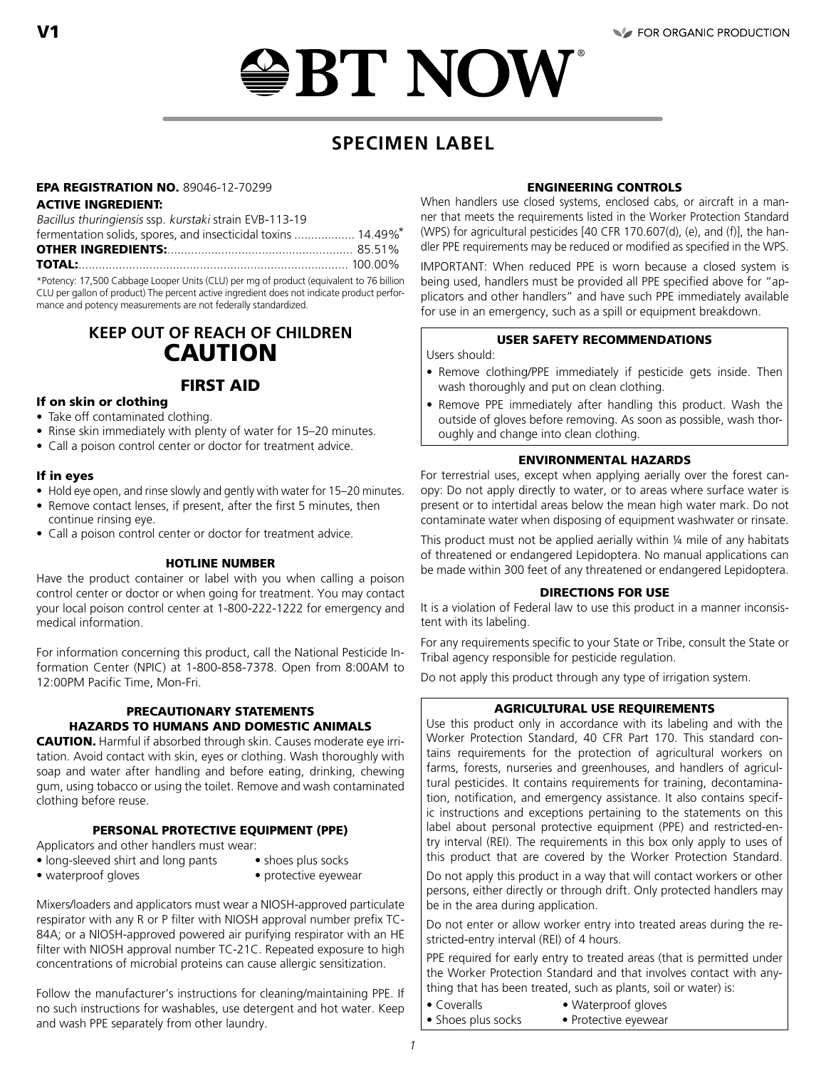V1

FOR ORGANIC PRODUCTION

# BT NOW®

## SPECIMEN LABEL

**EPA REGISTRATION NO.** 89046-12-70299

**ACTIVE INGREDIENT:**

*Bacillus thuringiensis* ssp. *kurstaki* strain EVB-113-19 fermentation solids, spores, and insecticial toxins .................. 14.49%*
**OTHER INGREDIENTS:**...................................................... 85.51%
**TOTAL:**................................................................................ 100.00%

*Potency: 17,500 Cabbage Looper Units (CLU) per mg of product (equivalent to 76 billion CLU per gallon of product) The percent active ingredient does not indicate product performance and potency measurements are not federally standardized.

## KEEP OUT OF REACH OF CHILDREN
## CAUTION

## FIRST AID

**If on skin or clothing**
- Take off contaminated clothing.
- Rinse skin immediately with plenty of water for 15–20 minutes.
- Call a poison control center or doctor for treatment advice.

**If in eyes**
- Hold eye open, and rinse slowly and gently with water for 15–20 minutes.
- Remove contact lenses, if present, after the first 5 minutes, then continue rinsing eye.
- Call a poison control center or doctor for treatment advice.

### HOTLINE NUMBER

Have the product container or label with you when calling a poison control center or doctor or when going for treatment. You may contact your local poison control center at 1-800-222-1222 for emergency and medical information.

For information concerning this product, call the National Pesticide Information Center (NPIC) at 1-800-858-7378. Open from 8:00AM to 12:00PM Pacific Time, Mon-Fri.

### PRECAUTIONARY STATEMENTS
### HAZARDS TO HUMANS AND DOMESTIC ANIMALS

**CAUTION.** Harmful if absorbed through skin. Causes moderate eye irritation. Avoid contact with skin, eyes or clothing. Wash thoroughly with soap and water after handling and before eating, drinking, chewing gum, using tobacco or using the toilet. Remove and wash contaminated clothing before reuse.

### PERSONAL PROTECTIVE EQUIPMENT (PPE)

Applicators and other handlers must wear:
- long-sleeved shirt and long pants
- shoes plus socks
- waterproof gloves
- protective eyewear

Mixers/loaders and applicators must wear a NIOSH-approved particulate respirator with any R or P filter with NIOSH approval number prefix TC-84A; or a NIOSH-approved powered air purifying respirator with an HE filter with NIOSH approval number TC-21C. Repeated exposure to high concentrations of microbial proteins can cause allergic sensitization.

Follow the manufacturer's instructions for cleaning/maintaining PPE. If no such instructions for washables, use detergent and hot water. Keep and wash PPE separately from other laundry.

### ENGINEERING CONTROLS

When handlers use closed systems, enclosed cabs, or aircraft in a manner that meets the requirements listed in the Worker Protection Standard (WPS) for agricultural pesticides [40 CFR 170.607(d), (e), and (f)], the handler PPE requirements may be reduced or modified as specified in the WPS.

IMPORTANT: When reduced PPE is worn because a closed system is being used, handlers must be provided all PPE specified above for "applicators and other handlers" and have such PPE immediately available for use in an emergency, such as a spill or equipment breakdown.

### USER SAFETY RECOMMENDATIONS

Users should:
- Remove clothing/PPE immediately if pesticide gets inside. Then wash thoroughly and put on clean clothing.
- Remove PPE immediately after handling this product. Wash the outside of gloves before removing. As soon as possible, wash thoroughly and change into clean clothing.

### ENVIRONMENTAL HAZARDS

For terrestrial uses, except when applying aerially over the forest canopy: Do not apply directly to water, or to areas where surface water is present or to intertidal areas below the mean high water mark. Do not contaminate water when disposing of equipment washwater or rinsate.

This product must not be applied aerially within ¼ mile of any habitats of threatened or endangered Lepidoptera. No manual applications can be made within 300 feet of any threatened or endangered Lepidoptera.

### DIRECTIONS FOR USE

It is a violation of Federal law to use this product in a manner inconsistent with its labeling.

For any requirements specific to your State or Tribe, consult the State or Tribal agency responsible for pesticide regulation.

Do not apply this product through any type of irrigation system.

### AGRICULTURAL USE REQUIREMENTS

Use this product only in accordance with its labeling and with the Worker Protection Standard, 40 CFR Part 170. This standard contains requirements for the protection of agricultural workers on farms, forests, nurseries and greenhouses, and handlers of agricultural pesticides. It contains requirements for training, decontamination, notification, and emergency assistance. It also contains specific instructions and exceptions pertaining to the statements on this label about personal protective equipment (PPE) and restricted-entry interval (REI). The requirements in this box only apply to uses of this product that are covered by the Worker Protection Standard.

Do not apply this product in a way that will contact workers or other persons, either directly or through drift. Only protected handlers may be in the area during application.

Do not enter or allow worker entry into treated areas during the restricted-entry interval (REI) of 4 hours.

PPE required for early entry to treated areas (that is permitted under the Worker Protection Standard and that involves contact with anything that has been treated, such as plants, soil or water) is:
- Coveralls
- Waterproof gloves
- Shoes plus socks
- Protective eyewear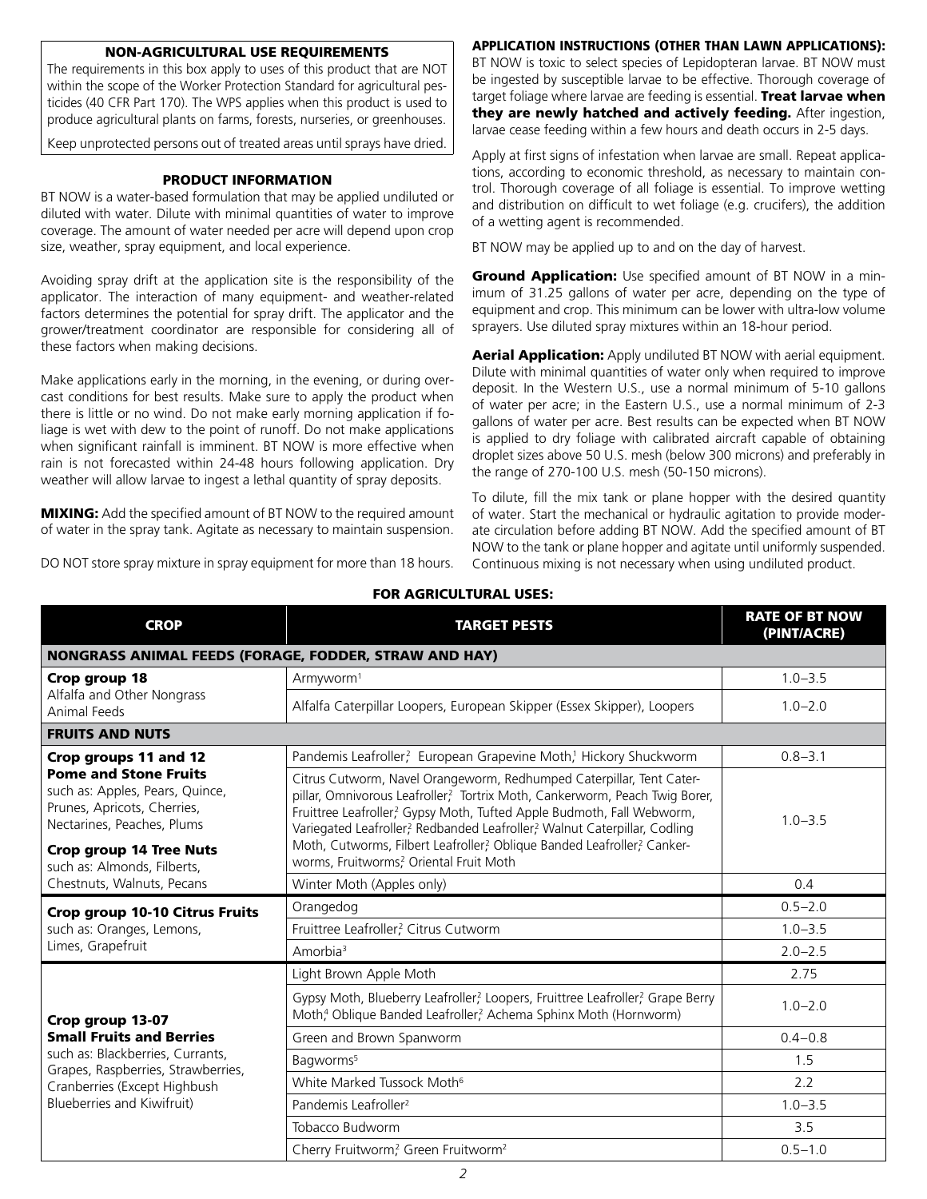### NON-AGRICULTURAL USE REQUIREMENTS

The requirements in this box apply to uses of this product that are NOT within the scope of the Worker Protection Standard for agricultural pesticides (40 CFR Part 170). The WPS applies when this product is used to produce agricultural plants on farms, forests, nurseries, or greenhouses.

Keep unprotected persons out of treated areas until sprays have dried.

### PRODUCT INFORMATION

BT NOW is a water-based formulation that may be applied undiluted or diluted with water. Dilute with minimal quantities of water to improve coverage. The amount of water needed per acre will depend upon crop size, weather, spray equipment, and local experience.

Avoiding spray drift at the application site is the responsibility of the applicator. The interaction of many equipment- and weather-related factors determines the potential for spray drift. The applicator and the grower/treatment coordinator are responsible for considering all of these factors when making decisions.

Make applications early in the morning, in the evening, or during overcast conditions for best results. Make sure to apply the product when there is little or no wind. Do not make early morning application if foliage is wet with dew to the point of runoff. Do not make applications when significant rainfall is imminent. BT NOW is more effective when rain is not forecasted within 24-48 hours following application. Dry weather will allow larvae to ingest a lethal quantity of spray deposits.

**MIXING:** Add the specified amount of BT NOW to the required amount of water in the spray tank. Agitate as necessary to maintain suspension.

DO NOT store spray mixture in spray equipment for more than 18 hours.

### APPLICATION INSTRUCTIONS (OTHER THAN LAWN APPLICATIONS):

BT NOW is toxic to select species of Lepidopteran larvae. BT NOW must be ingested by susceptible larvae to be effective. Thorough coverage of target foliage where larvae are feeding is essential. **Treat larvae when they are newly hatched and actively feeding.** After ingestion, larvae cease feeding within a few hours and death occurs in 2-5 days.

Apply at first signs of infestation when larvae are small. Repeat applications, according to economic threshold, as necessary to maintain control. Thorough coverage of all foliage is essential. To improve wetting and distribution on difficult to wet foliage (e.g. crucifers), the addition of a wetting agent is recommended.

BT NOW may be applied up to and on the day of harvest.

**Ground Application:** Use specified amount of BT NOW in a minimum of 31.25 gallons of water per acre, depending on the type of equipment and crop. This minimum can be lower with ultra-low volume sprayers. Use diluted spray mixtures within an 18-hour period.

**Aerial Application:** Apply undiluted BT NOW with aerial equipment. Dilute with minimal quantities of water only when required to improve deposit. In the Western U.S., use a normal minimum of 5-10 gallons of water per acre; in the Eastern U.S., use a normal minimum of 2-3 gallons of water per acre. Best results can be expected when BT NOW is applied to dry foliage with calibrated aircraft capable of obtaining droplet sizes above 50 U.S. mesh (below 300 microns) and preferably in the range of 270-100 U.S. mesh (50-150 microns).

To dilute, fill the mix tank or plane hopper with the desired quantity of water. Start the mechanical or hydraulic agitation to provide moderate circulation before adding BT NOW. Add the specified amount of BT NOW to the tank or plane hopper and agitate until uniformly suspended. Continuous mixing is not necessary when using undiluted product.

### FOR AGRICULTURAL USES:

| CROP | TARGET PESTS | RATE OF BT NOW (PINT/ACRE) |
|---|---|---|
| **NONGRASS ANIMAL FEEDS (FORAGE, FODDER, STRAW AND HAY)** | | |
| **Crop group 18** Alfalfa and Other Nongrass Animal Feeds | Armyworm[1] | 1.0–3.5 |
| | Alfalfa Caterpillar Loopers, European Skipper (Essex Skipper), Loopers | 1.0–2.0 |
| **FRUITS AND NUTS** | | |
| **Crop groups 11 and 12 Pome and Stone Fruits** such as: Apples, Pears, Quince, Prunes, Apricots, Cherries, Nectarines, Peaches, Plums **Crop group 14 Tree Nuts** such as: Almonds, Filberts, Chestnuts, Walnuts, Pecans | Pandemis Leafroller[2], European Grapevine Moth[1], Hickory Shuckworm | 0.8–3.1 |
| | Citrus Cutworm, Navel Orangeworm, Redhumped Caterpillar, Tent Caterpillar, Omnivorous Leafroller[2], Tortrix Moth, Cankerworm, Peach Twig Borer, Fruittree Leafroller[2], Gypsy Moth, Tufted Apple Budmoth, Fall Webworm, Variegated Leafroller[2], Redbanded Leafroller[2], Walnut Caterpillar, Codling Moth, Cutworms, Filbert Leafroller[2], Oblique Banded Leafroller[2], Cankerworms, Fruitworms[2], Oriental Fruit Moth | 1.0–3.5 |
| | Winter Moth (Apples only) | 0.4 |
| **Crop group 10-10 Citrus Fruits** such as: Oranges, Lemons, Limes, Grapefruit | Orangedog | 0.5–2.0 |
| | Fruittree Leafroller[2], Citrus Cutworm | 1.0–3.5 |
| | Amorbia[3] | 2.0–2.5 |
| **Crop group 13-07 Small Fruits and Berries** such as: Blackberries, Currants, Grapes, Raspberries, Strawberries, Cranberries (Except Highbush Blueberries and Kiwifruit) | Light Brown Apple Moth | 2.75 |
| | Gypsy Moth, Blueberry Leafroller[2], Loopers, Fruittree Leafroller[2], Grape Berry Moth[4], Oblique Banded Leafroller[2], Achema Sphinx Moth (Hornworm) | 1.0–2.0 |
| | Green and Brown Spanworm | 0.4–0.8 |
| | Bagworms[5] | 1.5 |
| | White Marked Tussock Moth[6] | 2.2 |
| | Pandemis Leafroller[2] | 1.0–3.5 |
| | Tobacco Budworm | 3.5 |
| | Cherry Fruitworm[2], Green Fruitworm[2] | 0.5–1.0 |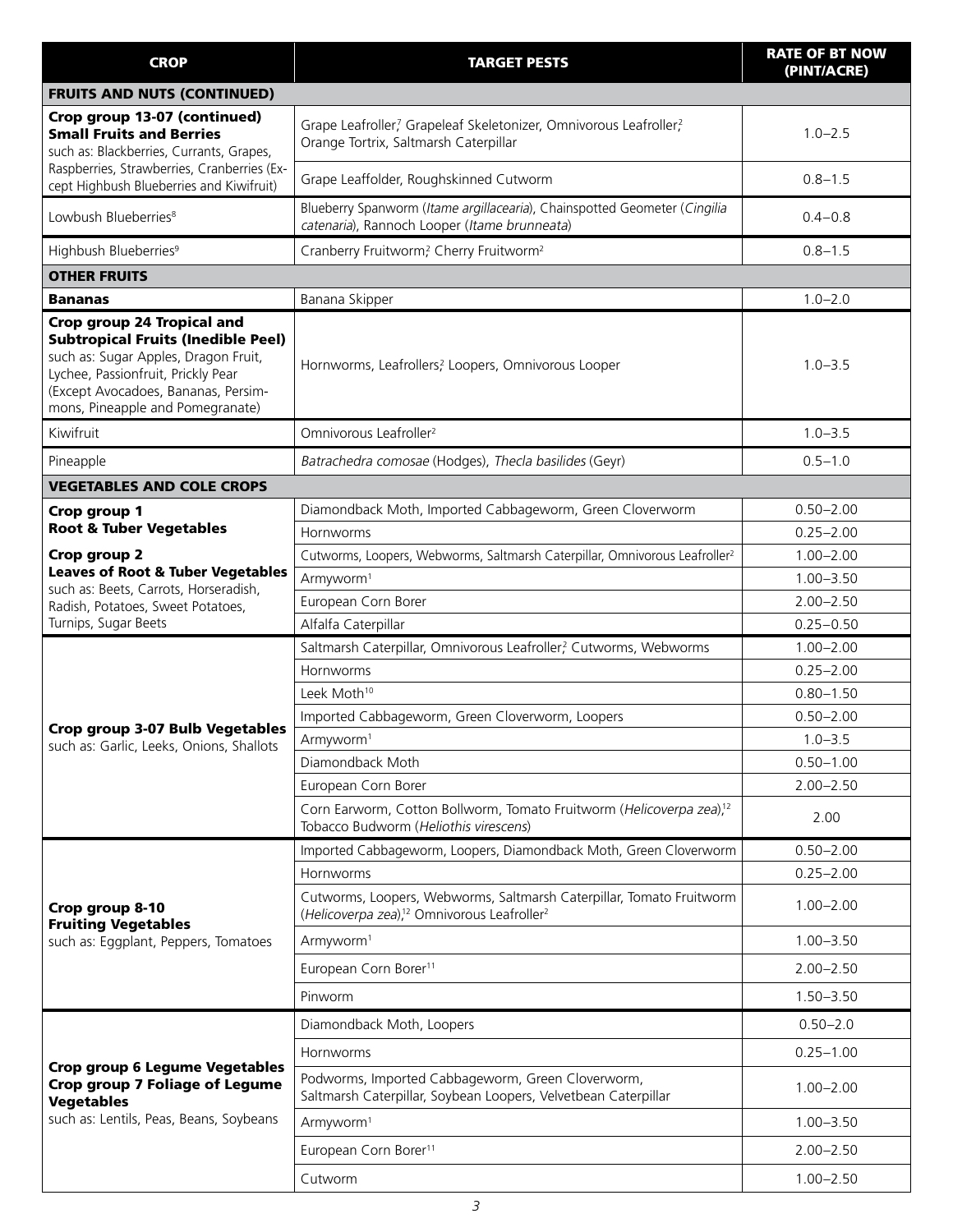| CROP | TARGET PESTS | RATE OF BT NOW (PINT/ACRE) |
|---|---|---|
| **FRUITS AND NUTS (CONTINUED)** | | |
| **Crop group 13-07 (continued) Small Fruits and Berries** such as: Blackberries, Currants, Grapes, Raspberries, Strawberries, Cranberries (Except Highbush Blueberries and Kiwifruit) | Grape Leafroller,[7] Grapeleaf Skeletonizer, Omnivorous Leafroller,[2] Orange Tortrix, Saltmarsh Caterpillar | 1.0–2.5 |
| | Grape Leaffolder, Roughskinned Cutworm | 0.8–1.5 |
| Lowbush Blueberries[8] | Blueberry Spanworm (*Itame argillacearia*), Chainspotted Geometer (*Cingilia catenaria*), Rannoch Looper (*Itame brunneata*) | 0.4–0.8 |
| Highbush Blueberries[9] | Cranberry Fruitworm,[2] Cherry Fruitworm[2] | 0.8–1.5 |
| **OTHER FRUITS** | | |
| **Bananas** | Banana Skipper | 1.0–2.0 |
| **Crop group 24 Tropical and Subtropical Fruits (Inedible Peel)** such as: Sugar Apples, Dragon Fruit, Lychee, Passionfruit, Prickly Pear (Except Avocadoes, Bananas, Persimmons, Pineapple and Pomegranate) | Hornworms, Leafrollers,[2] Loopers, Omnivorous Looper | 1.0–3.5 |
| Kiwifruit | Omnivorous Leafroller[2] | 1.0–3.5 |
| Pineapple | *Batrachedra comosae* (Hodges), *Thecla basilides* (Geyr) | 0.5–1.0 |
| **VEGETABLES AND COLE CROPS** | | |
| **Crop group 1 Root & Tuber Vegetables** **Crop group 2 Leaves of Root & Tuber Vegetables** such as: Beets, Carrots, Horseradish, Radish, Potatoes, Sweet Potatoes, Turnips, Sugar Beets | Diamondback Moth, Imported Cabbageworm, Green Cloverworm | 0.50–2.00 |
| | Hornworms | 0.25–2.00 |
| | Cutworms, Loopers, Webworms, Saltmarsh Caterpillar, Omnivorous Leafroller[2] | 1.00–2.00 |
| | Armyworm[1] | 1.00–3.50 |
| | European Corn Borer | 2.00–2.50 |
| | Alfalfa Caterpillar | 0.25–0.50 |
| **Crop group 3-07 Bulb Vegetables** such as: Garlic, Leeks, Onions, Shallots | Saltmarsh Caterpillar, Omnivorous Leafroller,[2] Cutworms, Webworms | 1.00–2.00 |
| | Hornworms | 0.25–2.00 |
| | Leek Moth[10] | 0.80–1.50 |
| | Imported Cabbageworm, Green Cloverworm, Loopers | 0.50–2.00 |
| | Armyworm[1] | 1.0–3.5 |
| | Diamondback Moth | 0.50–1.00 |
| | European Corn Borer | 2.00–2.50 |
| | Corn Earworm, Cotton Bollworm, Tomato Fruitworm (*Helicoverpa zea*),[12] Tobacco Budworm (*Heliothis virescens*) | 2.00 |
| **Crop group 8-10 Fruiting Vegetables** such as: Eggplant, Peppers, Tomatoes | Imported Cabbageworm, Loopers, Diamondback Moth, Green Cloverworm | 0.50–2.00 |
| | Hornworms | 0.25–2.00 |
| | Cutworms, Loopers, Webworms, Saltmarsh Caterpillar, Tomato Fruitworm (*Helicoverpa zea*),[12] Omnivorous Leafroller[2] | 1.00–2.00 |
| | Armyworm[1] | 1.00–3.50 |
| | European Corn Borer[11] | 2.00–2.50 |
| | Pinworm | 1.50–3.50 |
| **Crop group 6 Legume Vegetables Crop group 7 Foliage of Legume Vegetables** such as: Lentils, Peas, Beans, Soybeans | Diamondback Moth, Loopers | 0.50–2.0 |
| | Hornworms | 0.25–1.00 |
| | Podworms, Imported Cabbageworm, Green Cloverworm, Saltmarsh Caterpillar, Soybean Loopers, Velvetbean Caterpillar | 1.00–2.00 |
| | Armyworm[1] | 1.00–3.50 |
| | European Corn Borer[11] | 2.00–2.50 |
| | Cutworm | 1.00–2.50 |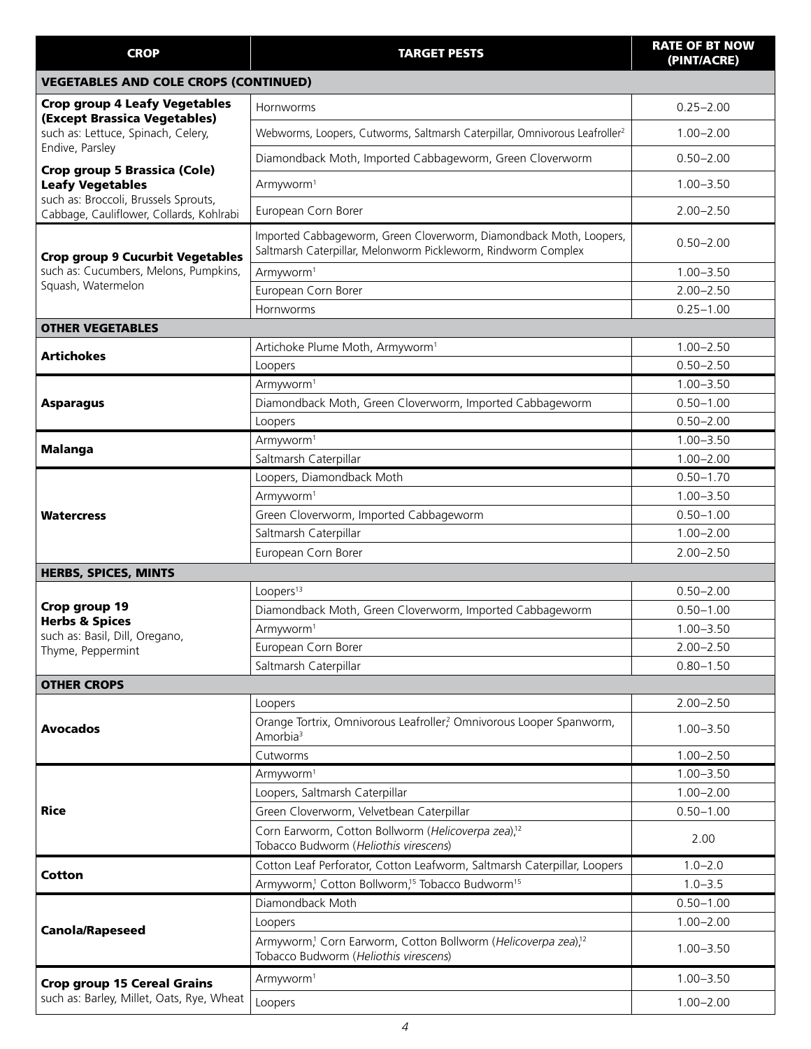| CROP | TARGET PESTS | RATE OF BT NOW (PINT/ACRE) |
|---|---|---|
| **VEGETABLES AND COLE CROPS (CONTINUED)** | | |
| **Crop group 4 Leafy Vegetables (Except Brassica Vegetables)** such as: Lettuce, Spinach, Celery, Endive, Parsley **Crop group 5 Brassica (Cole) Leafy Vegetables** such as: Broccoli, Brussels Sprouts, Cabbage, Cauliflower, Collards, Kohlrabi | Hornworms | 0.25–2.00 |
| | Webworms, Loopers, Cutworms, Saltmarsh Caterpillar, Omnivorous Leafroller[2] | 1.00–2.00 |
| | Diamondback Moth, Imported Cabbageworm, Green Cloverworm | 0.50–2.00 |
| | Armyworm[1] | 1.00–3.50 |
| | European Corn Borer | 2.00–2.50 |
| **Crop group 9 Cucurbit Vegetables** such as: Cucumbers, Melons, Pumpkins, Squash, Watermelon | Imported Cabbageworm, Green Cloverworm, Diamondback Moth, Loopers, Saltmarsh Caterpillar, Melonworm Pickleworm, Rindworm Complex | 0.50–2.00 |
| | Armyworm[1] | 1.00–3.50 |
| | European Corn Borer | 2.00–2.50 |
| | Hornworms | 0.25–1.00 |
| **OTHER VEGETABLES** | | |
| **Artichokes** | Artichoke Plume Moth, Armyworm[1] | 1.00–2.50 |
| | Loopers | 0.50–2.50 |
| **Asparagus** | Armyworm[1] | 1.00–3.50 |
| | Diamondback Moth, Green Cloverworm, Imported Cabbageworm | 0.50–1.00 |
| | Loopers | 0.50–2.00 |
| **Malanga** | Armyworm[1] | 1.00–3.50 |
| | Saltmarsh Caterpillar | 1.00–2.00 |
| **Watercress** | Loopers, Diamondback Moth | 0.50–1.70 |
| | Armyworm[1] | 1.00–3.50 |
| | Green Cloverworm, Imported Cabbageworm | 0.50–1.00 |
| | Saltmarsh Caterpillar | 1.00–2.00 |
| | European Corn Borer | 2.00–2.50 |
| **HERBS, SPICES, MINTS** | | |
| **Crop group 19 Herbs & Spices** such as: Basil, Dill, Oregano, Thyme, Peppermint | Loopers[13] | 0.50–2.00 |
| | Diamondback Moth, Green Cloverworm, Imported Cabbageworm | 0.50–1.00 |
| | Armyworm[1] | 1.00–3.50 |
| | European Corn Borer | 2.00–2.50 |
| | Saltmarsh Caterpillar | 0.80–1.50 |
| **OTHER CROPS** | | |
| **Avocados** | Loopers | 2.00–2.50 |
| | Orange Tortrix, Omnivorous Leafroller,[2] Omnivorous Looper Spanworm, Amorbia[3] | 1.00–3.50 |
| | Cutworms | 1.00–2.50 |
| **Rice** | Armyworm[1] | 1.00–3.50 |
| | Loopers, Saltmarsh Caterpillar | 1.00–2.00 |
| | Green Cloverworm, Velvetbean Caterpillar | 0.50–1.00 |
| | Corn Earworm, Cotton Bollworm (*Helicoverpa zea*),[12] Tobacco Budworm (*Heliothis virescens*) | 2.00 |
| **Cotton** | Cotton Leaf Perforator, Cotton Leafworm, Saltmarsh Caterpillar, Loopers | 1.0–2.0 |
| | Armyworm,[1] Cotton Bollworm,[15] Tobacco Budworm[15] | 1.0–3.5 |
| **Canola/Rapeseed** | Diamondback Moth | 0.50–1.00 |
| | Loopers | 1.00–2.00 |
| | Armyworm,[1] Corn Earworm, Cotton Bollworm (*Helicoverpa zea*),[12] Tobacco Budworm (*Heliothis virescens*) | 1.00–3.50 |
| **Crop group 15 Cereal Grains** such as: Barley, Millet, Oats, Rye, Wheat | Armyworm[1] | 1.00–3.50 |
| | Loopers | 1.00–2.00 |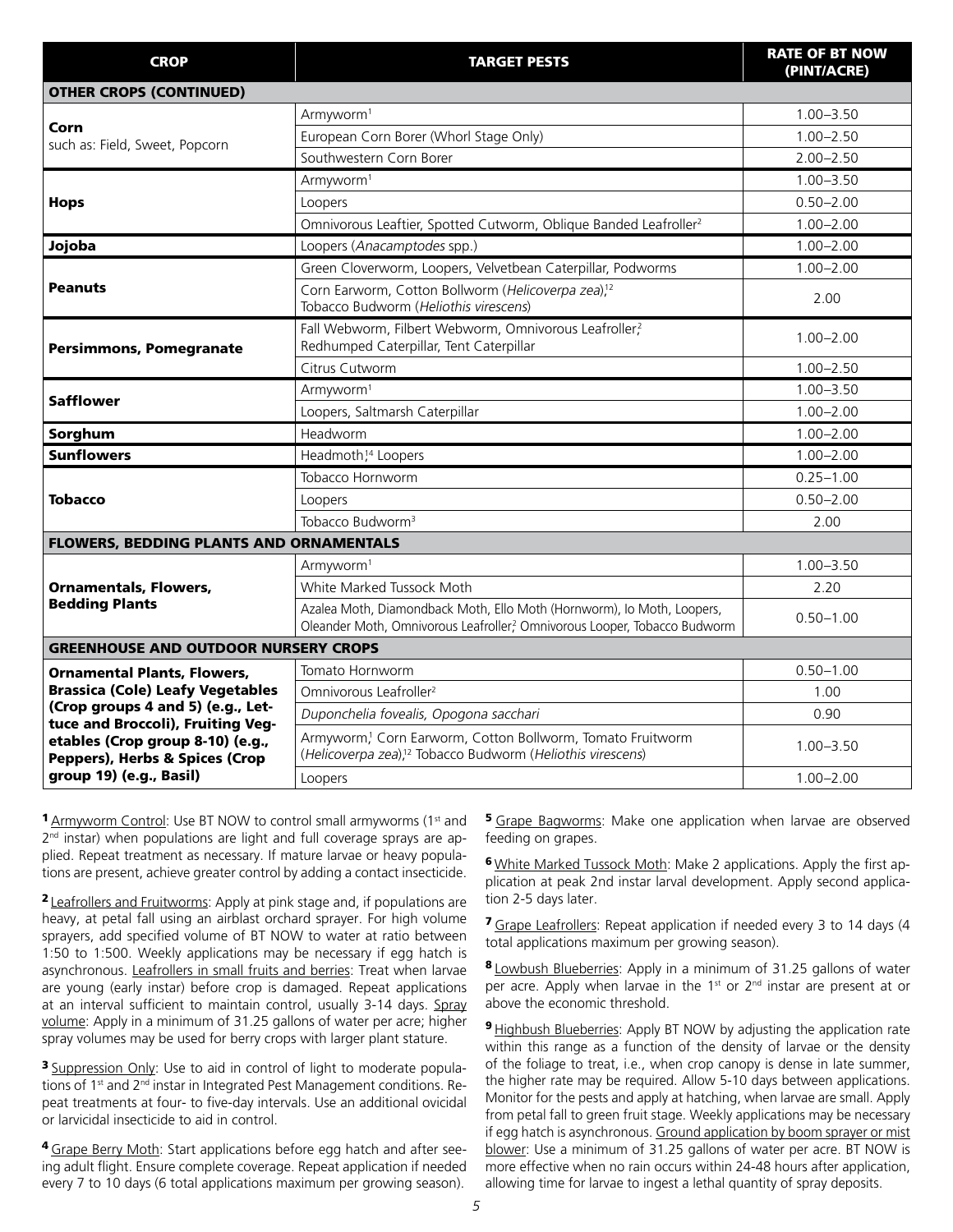| CROP | TARGET PESTS | RATE OF BT NOW (PINT/ACRE) |
|---|---|---|
| **OTHER CROPS (CONTINUED)** | | |
| **Corn** such as: Field, Sweet, Popcorn | Armyworm[1] | 1.00–3.50 |
| | European Corn Borer (Whorl Stage Only) | 1.00–2.50 |
| | Southwestern Corn Borer | 2.00–2.50 |
| **Hops** | Armyworm[1] | 1.00–3.50 |
| | Loopers | 0.50–2.00 |
| | Omnivorous Leaftier, Spotted Cutworm, Oblique Banded Leafroller[2] | 1.00–2.00 |
| **Jojoba** | Loopers (*Anacamptodes* spp.) | 1.00–2.00 |
| **Peanuts** | Green Cloverworm, Loopers, Velvetbean Caterpillar, Podworms | 1.00–2.00 |
| | Corn Earworm, Cotton Bollworm (*Helicoverpa zea*),[12] Tobacco Budworm (*Heliothis virescens*) | 2.00 |
| **Persimmons, Pomegranate** | Fall Webworm, Filbert Webworm, Omnivorous Leafroller,[2] Redhumped Caterpillar, Tent Caterpillar | 1.00–2.00 |
| | Citrus Cutworm | 1.00–2.50 |
| **Safflower** | Armyworm[1] | 1.00–3.50 |
| | Loopers, Saltmarsh Caterpillar | 1.00–2.00 |
| **Sorghum** | Headworm | 1.00–2.00 |
| **Sunflowers** | Headmoth,[14] Loopers | 1.00–2.00 |
| **Tobacco** | Tobacco Hornworm | 0.25–1.00 |
| | Loopers | 0.50–2.00 |
| | Tobacco Budworm[3] | 2.00 |
| **FLOWERS, BEDDING PLANTS AND ORNAMENTALS** | | |
| **Ornamentals, Flowers, Bedding Plants** | Armyworm[1] | 1.00–3.50 |
| | White Marked Tussock Moth | 2.20 |
| | Azalea Moth, Diamondback Moth, Ello Moth (Hornworm), Io Moth, Loopers, Oleander Moth, Omnivorous Leafroller,[2] Omnivorous Looper, Tobacco Budworm | 0.50–1.00 |
| **GREENHOUSE AND OUTDOOR NURSERY CROPS** | | |
| **Ornamental Plants, Flowers, Brassica (Cole) Leafy Vegetables (Crop groups 4 and 5) (e.g., Lettuce and Broccoli), Fruiting Vegetables (Crop group 8-10) (e.g., Peppers), Herbs & Spices (Crop group 19) (e.g., Basil)** | Tomato Hornworm | 0.50–1.00 |
| | Omnivorous Leafroller[2] | 1.00 |
| | *Duponchelia fovealis, Opogona sacchari* | 0.90 |
| | Armyworm,[1] Corn Earworm, Cotton Bollworm, Tomato Fruitworm (*Helicoverpa zea*),[12] Tobacco Budworm (*Heliothis virescens*) | 1.00–3.50 |
| | Loopers | 1.00–2.00 |

**1** Armyworm Control: Use BT NOW to control small armyworms (1st and 2nd instar) when populations are light and full coverage sprays are applied. Repeat treatment as necessary. If mature larvae or heavy populations are present, achieve greater control by adding a contact insecticide.

**2** Leafrollers and Fruitworms: Apply at pink stage and, if populations are heavy, at petal fall using an airblast orchard sprayer. For high volume sprayers, add specified volume of BT NOW to water at ratio between 1:50 to 1:500. Weekly applications may be necessary if egg hatch is asynchronous. Leafrollers in small fruits and berries: Treat when larvae are young (early instar) before crop is damaged. Repeat applications at an interval sufficient to maintain control, usually 3-14 days. Spray volume: Apply in a minimum of 31.25 gallons of water per acre; higher spray volumes may be used for berry crops with larger plant stature.

**3** Suppression Only: Use to aid in control of light to moderate populations of 1st and 2nd instar in Integrated Pest Management conditions. Repeat treatments at four- to five-day intervals. Use an additional ovicidal or larvicidal insecticide to aid in control.

**4** Grape Berry Moth: Start applications before egg hatch and after seeing adult flight. Ensure complete coverage. Repeat application if needed every 7 to 10 days (6 total applications maximum per growing season).

**5** Grape Bagworms: Make one application when larvae are observed feeding on grapes.

**6** White Marked Tussock Moth: Make 2 applications. Apply the first application at peak 2nd instar larval development. Apply second application 2-5 days later.

**7** Grape Leafrollers: Repeat application if needed every 3 to 14 days (4 total applications maximum per growing season).

**8** Lowbush Blueberries: Apply in a minimum of 31.25 gallons of water per acre. Apply when larvae in the 1st or 2nd instar are present at or above the economic threshold.

**9** Highbush Blueberries: Apply BT NOW by adjusting the application rate within this range as a function of the density of larvae or the density of the foliage to treat, i.e., when crop canopy is dense in late summer, the higher rate may be required. Allow 5-10 days between applications. Monitor for the pests and apply at hatching, when larvae are small. Apply from petal fall to green fruit stage. Weekly applications may be necessary if egg hatch is asynchronous. Ground application by boom sprayer or mist blower: Use a minimum of 31.25 gallons of water per acre. BT NOW is more effective when no rain occurs within 24-48 hours after application, allowing time for larvae to ingest a lethal quantity of spray deposits.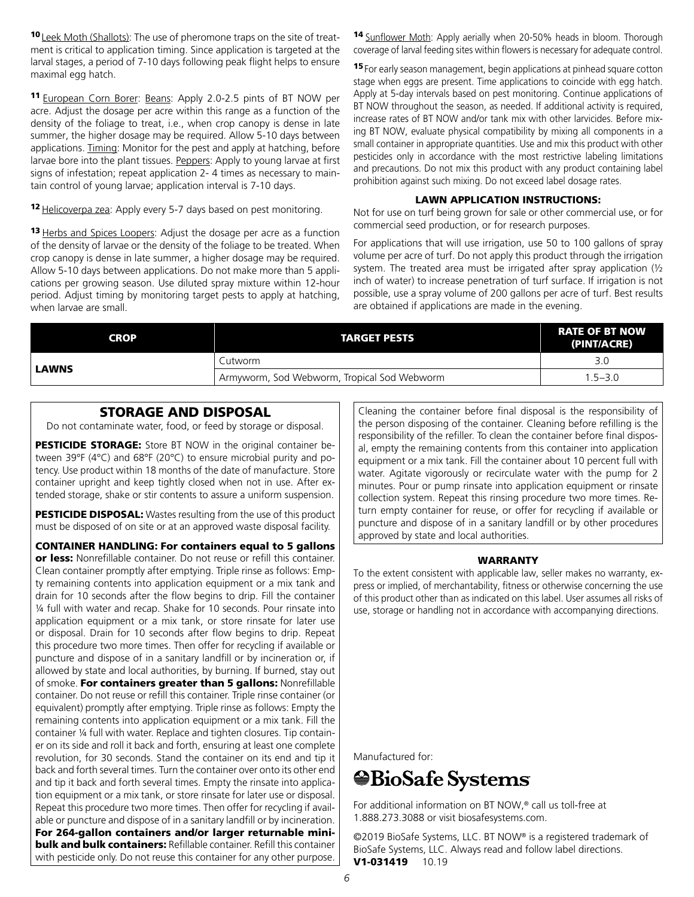[10] Leek Moth (Shallots): The use of pheromone traps on the site of treatment is critical to application timing. Since application is targeted at the larval stages, a period of 7-10 days following peak flight helps to ensure maximal egg hatch.

[11] European Corn Borer: Beans: Apply 2.0-2.5 pints of BT NOW per acre. Adjust the dosage per acre within this range as a function of the density of the foliage to treat, i.e., when crop canopy is dense in late summer, the higher dosage may be required. Allow 5-10 days between applications. Timing: Monitor for the pest and apply at hatching, before larvae bore into the plant tissues. Peppers: Apply to young larvae at first signs of infestation; repeat application 2- 4 times as necessary to maintain control of young larvae; application interval is 7-10 days.

[12] Helicoverpa zea: Apply every 5-7 days based on pest monitoring.

[13] Herbs and Spices Loopers: Adjust the dosage per acre as a function of the density of larvae or the density of the foliage to be treated. When crop canopy is dense in late summer, a higher dosage may be required. Allow 5-10 days between applications. Do not make more than 5 applications per growing season. Use diluted spray mixture within 12-hour period. Adjust timing by monitoring target pests to apply at hatching, when larvae are small.

[14] Sunflower Moth: Apply aerially when 20-50% heads in bloom. Thorough coverage of larval feeding sites within flowers is necessary for adequate control.

[15] For early season management, begin applications at pinhead square cotton stage when eggs are present. Time applications to coincide with egg hatch. Apply at 5-day intervals based on pest monitoring. Continue applications of BT NOW throughout the season, as needed. If additional activity is required, increase rates of BT NOW and/or tank mix with other larvicides. Before mixing BT NOW, evaluate physical compatibility by mixing all components in a small container in appropriate quantities. Use and mix this product with other pesticides only in accordance with the most restrictive labeling limitations and precautions. Do not mix this product with any product containing label prohibition against such mixing. Do not exceed label dosage rates.

### LAWN APPLICATION INSTRUCTIONS:

Not for use on turf being grown for sale or other commercial use, or for commercial seed production, or for research purposes.

For applications that will use irrigation, use 50 to 100 gallons of spray volume per acre of turf. Do not apply this product through the irrigation system. The treated area must be irrigated after spray application (½ inch of water) to increase penetration of turf surface. If irrigation is not possible, use a spray volume of 200 gallons per acre of turf. Best results are obtained if applications are made in the evening.

| CROP | TARGET PESTS | RATE OF BT NOW (PINT/ACRE) |
|---|---|---|
| LAWNS | Cutworm | 3.0 |
| | Armyworm, Sod Webworm, Tropical Sod Webworm | 1.5–3.0 |

## STORAGE AND DISPOSAL

Do not contaminate water, food, or feed by storage or disposal.

**PESTICIDE STORAGE:** Store BT NOW in the original container between 39°F (4°C) and 68°F (20°C) to ensure microbial purity and potency. Use product within 18 months of the date of manufacture. Store container upright and keep tightly closed when not in use. After extended storage, shake or stir contents to assure a uniform suspension.

**PESTICIDE DISPOSAL:** Wastes resulting from the use of this product must be disposed of on site or at an approved waste disposal facility.

**CONTAINER HANDLING: For containers equal to 5 gallons or less:** Nonrefillable container. Do not reuse or refill this container. Clean container promptly after emptying. Triple rinse as follows: Empty remaining contents into application equipment or a mix tank and drain for 10 seconds after the flow begins to drip. Fill the container ¼ full with water and recap. Shake for 10 seconds. Pour rinsate into application equipment or a mix tank, or store rinsate for later use or disposal. Drain for 10 seconds after flow begins to drip. Repeat this procedure two more times. Then offer for recycling if available or puncture and dispose of in a sanitary landfill or by incineration or, if allowed by state and local authorities, by burning. If burned, stay out of smoke. **For containers greater than 5 gallons:** Nonrefillable container. Do not reuse or refill this container. Triple rinse container (or equivalent) promptly after emptying. Triple rinse as follows: Empty the remaining contents into application equipment or a mix tank. Fill the container ¼ full with water. Replace and tighten closures. Tip container on its side and roll it back and forth, ensuring at least one complete revolution, for 30 seconds. Stand the container on its end and tip it back and forth several times. Turn the container over onto its other end and tip it back and forth several times. Empty the rinsate into application equipment or a mix tank, or store rinsate for later use or disposal. Repeat this procedure two more times. Then offer for recycling if available or puncture and dispose of in a sanitary landfill or by incineration. **For 264-gallon containers and/or larger returnable mini-bulk and bulk containers:** Refillable container. Refill this container with pesticide only. Do not reuse this container for any other purpose. Cleaning the container before final disposal is the responsibility of the person disposing of the container. Cleaning before refilling is the responsibility of the refiller. To clean the container before final disposal, empty the remaining contents from this container into application equipment or a mix tank. Fill the container about 10 percent full with water. Agitate vigorously or recirculate water with the pump for 2 minutes. Pour or pump rinsate into application equipment or rinsate collection system. Repeat this rinsing procedure two more times. Return empty container for reuse, or offer for recycling if available or puncture and dispose of in a sanitary landfill or by other procedures approved by state and local authorities.

### WARRANTY

To the extent consistent with applicable law, seller makes no warranty, express or implied, of merchantability, fitness or otherwise concerning the use of this product other than as indicated on this label. User assumes all risks of use, storage or handling not in accordance with accompanying directions.

Manufactured for:

BioSafe Systems

For additional information on BT NOW,® call us toll-free at 1.888.273.3088 or visit biosafesystems.com.

©2019 BioSafe Systems, LLC. BT NOW® is a registered trademark of BioSafe Systems, LLC. Always read and follow label directions.

**V1-031419** 10.19